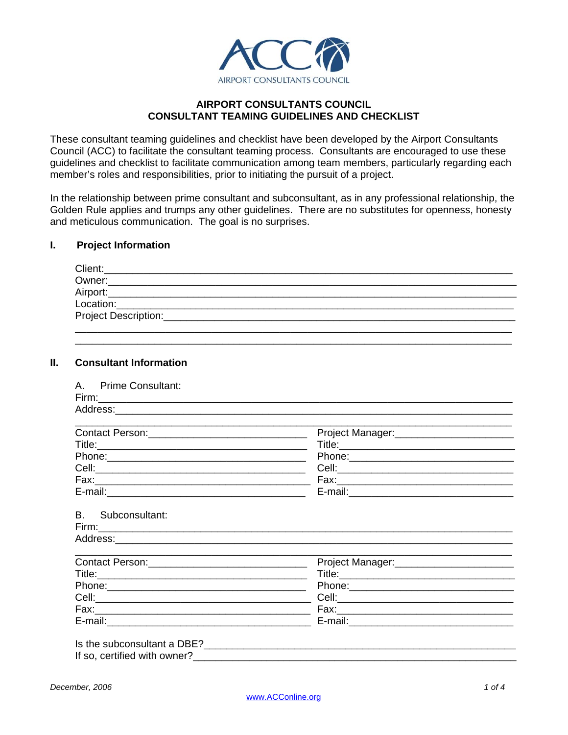AIRPORT CONSULTANTS COUNCIL

# AIRPORT CONSULTANTS COUNCIL
# CONSULTANT TEAMING GUIDELINES AND CHECKLIST

These consultant teaming guidelines and checklist have been developed by the Airport Consultants Council (ACC) to facilitate the consultant teaming process. Consultants are encouraged to use these guidelines and checklist to facilitate communication among team members, particularly regarding each member's roles and responsibilities, prior to initiating the pursuit of a project.

In the relationship between prime consultant and subconsultant, as in any professional relationship, the Golden Rule applies and trumps any other guidelines. There are no substitutes for openness, honesty and meticulous communication. The goal is no surprises.

## I. Project Information

Client:______________________________________________________________

Owner:______________________________________________________________

Airport:______________________________________________________________

Location:_____________________________________________________________

Project Description:_____________________________________________________

____________________________________________________________________

____________________________________________________________________

## II. Consultant Information

A. Prime Consultant:

Firm:________________________________________________________________

Address:_____________________________________________________________

____________________________________________________________________

| | |
|---|---|
| Contact Person:____________________ | Project Manager:____________________ |
| Title:____________________ | Title:____________________ |
| Phone:____________________ | Phone:____________________ |
| Cell:____________________ | Cell:____________________ |
| Fax:____________________ | Fax:____________________ |
| E-mail:____________________ | E-mail:____________________ |

B. Subconsultant:

Firm:________________________________________________________________

Address:_____________________________________________________________

____________________________________________________________________

| | |
|---|---|
| Contact Person:____________________ | Project Manager:____________________ |
| Title:____________________ | Title:____________________ |
| Phone:____________________ | Phone:____________________ |
| Cell:____________________ | Cell:____________________ |
| Fax:____________________ | Fax:____________________ |
| E-mail:____________________ | E-mail:____________________ |

Is the subconsultant a DBE?_______________________________________________

If so, certified with owner?_______________________________________________

*December, 2006*

www.ACConline.org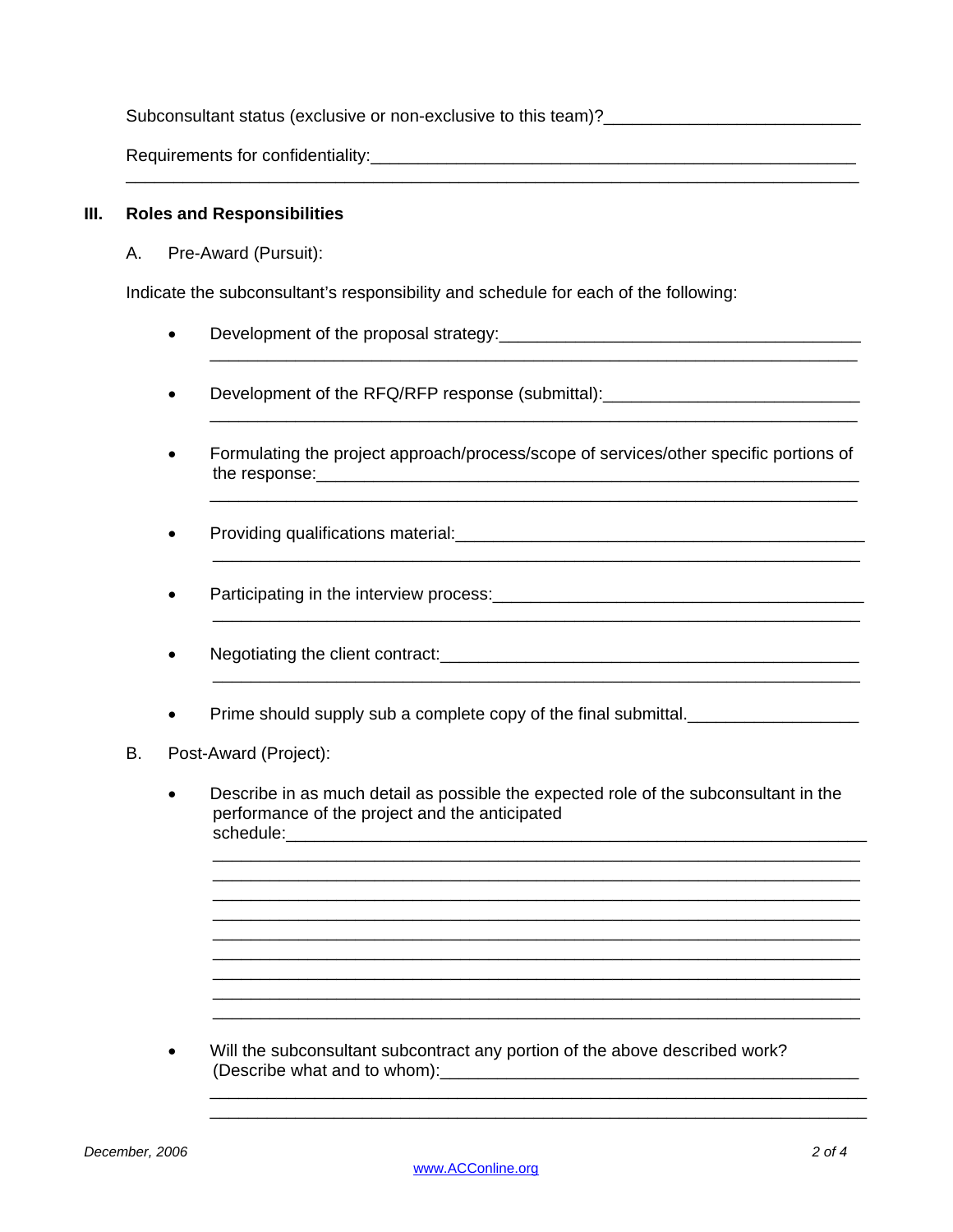Subconsultant status (exclusive or non-exclusive to this team)?___________________________

Requirements for confidentiality:____________________________________________________
________________________________________________________________________________

## III. Roles and Responsibilities

A. Pre-Award (Pursuit):

Indicate the subconsultant's responsibility and schedule for each of the following:

- Development of the proposal strategy:________________________________________
  ____________________________________________________________________
- Development of the RFQ/RFP response (submittal):___________________________
  ____________________________________________________________________
- Formulating the project approach/process/scope of services/other specific portions of the response:_________________________________________________________
  ____________________________________________________________________
- Providing qualifications material:___________________________________________
  ____________________________________________________________________
- Participating in the interview process:_______________________________________
  ____________________________________________________________________
- Negotiating the client contract:_____________________________________________
  ____________________________________________________________________
- Prime should supply sub a complete copy of the final submittal.__________________

B. Post-Award (Project):

- Describe in as much detail as possible the expected role of the subconsultant in the performance of the project and the anticipated schedule:_____________________________________________________________
  ____________________________________________________________________
  ____________________________________________________________________
  ____________________________________________________________________
  ____________________________________________________________________
  ____________________________________________________________________
  ____________________________________________________________________
  ____________________________________________________________________
  ____________________________________________________________________
  ____________________________________________________________________
- Will the subconsultant subcontract any portion of the above described work? (Describe what and to whom):______________________________________________
  ____________________________________________________________________
  ____________________________________________________________________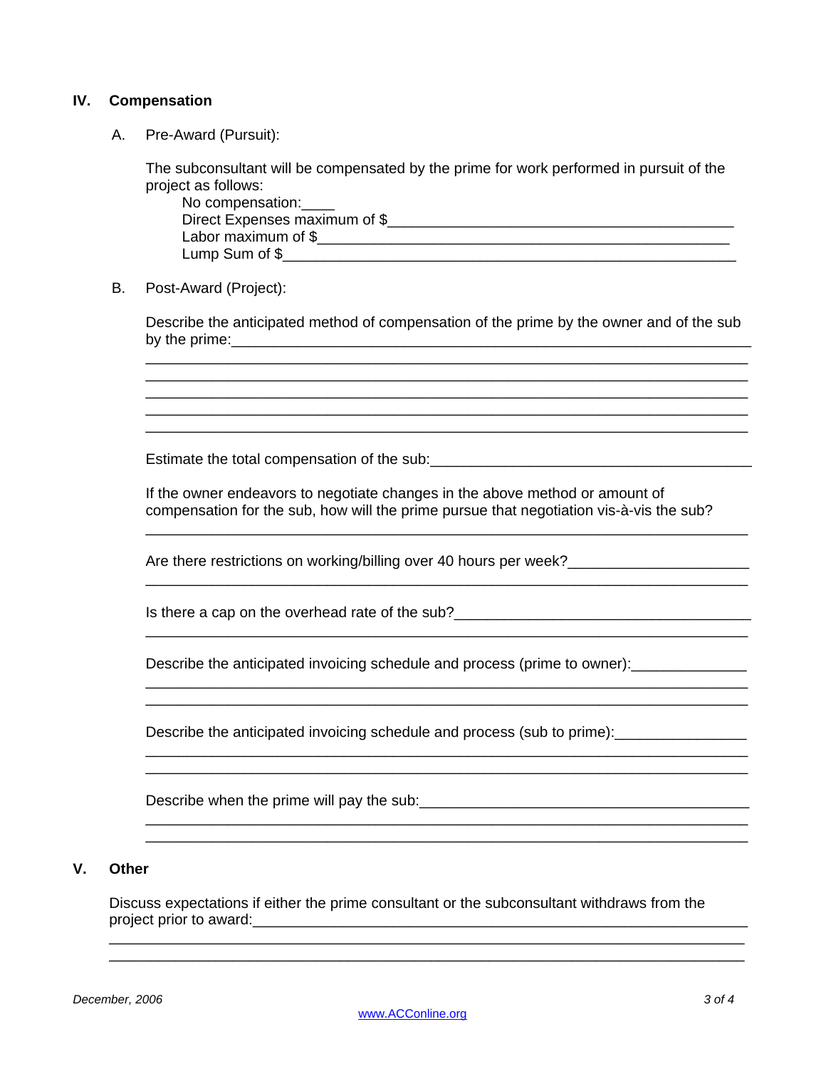## IV. Compensation

A. Pre-Award (Pursuit):

The subconsultant will be compensated by the prime for work performed in pursuit of the project as follows:

No compensation:____
Direct Expenses maximum of $__________________________________________
Labor maximum of $__________________________________________________
Lump Sum of $_______________________________________________________

B. Post-Award (Project):

Describe the anticipated method of compensation of the prime by the owner and of the sub by the prime:_____________________________________________________________
_______________________________________________________________________
_______________________________________________________________________
_______________________________________________________________________
_______________________________________________________________________
_______________________________________________________________________

Estimate the total compensation of the sub:_________________________________________

If the owner endeavors to negotiate changes in the above method or amount of compensation for the sub, how will the prime pursue that negotiation vis-à-vis the sub?
_______________________________________________________________________

Are there restrictions on working/billing over 40 hours per week?______________________
_______________________________________________________________________

Is there a cap on the overhead rate of the sub?____________________________________
_______________________________________________________________________

Describe the anticipated invoicing schedule and process (prime to owner):______________
_______________________________________________________________________
_______________________________________________________________________

Describe the anticipated invoicing schedule and process (sub to prime):________________
_______________________________________________________________________
_______________________________________________________________________

Describe when the prime will pay the sub:_________________________________________
_______________________________________________________________________
_______________________________________________________________________

## V. Other

Discuss expectations if either the prime consultant or the subconsultant withdraws from the project prior to award:_______________________________________________________
_______________________________________________________________________
_______________________________________________________________________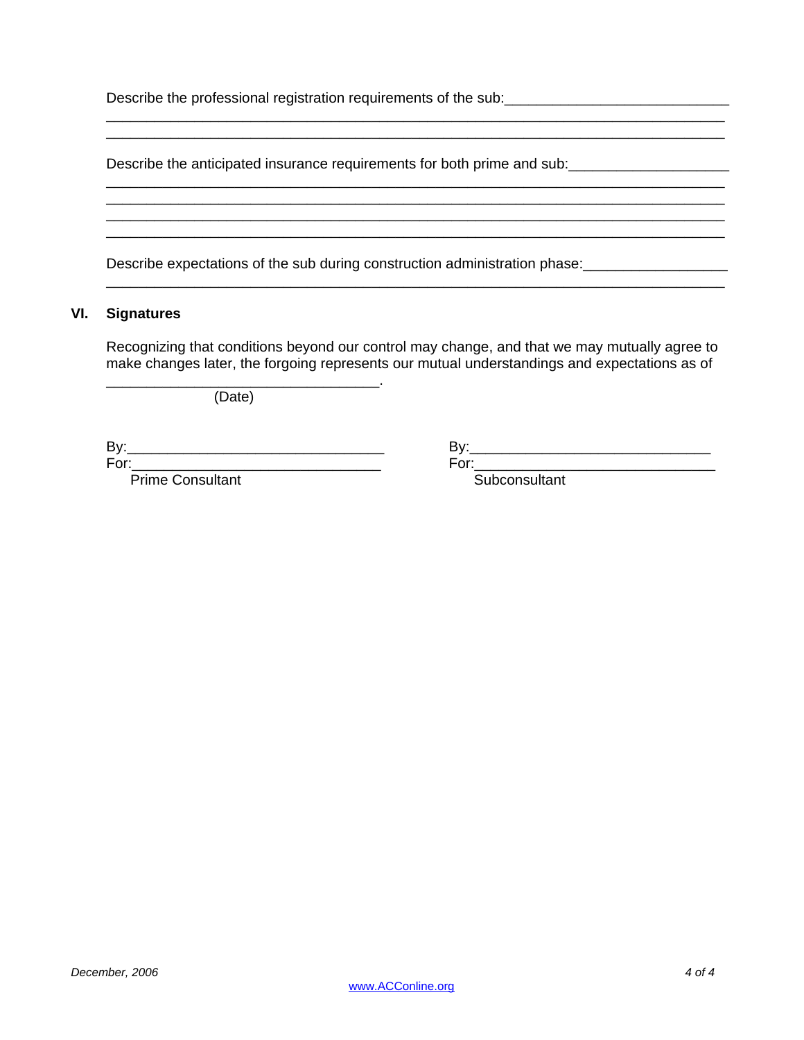Describe the professional registration requirements of the sub:_____________________________
______________________________________________________________________________
______________________________________________________________________________

Describe the anticipated insurance requirements for both prime and sub:_____________________
______________________________________________________________________________
______________________________________________________________________________
______________________________________________________________________________
______________________________________________________________________________

Describe expectations of the sub during construction administration phase:__________________
______________________________________________________________________________

## VI. Signatures

Recognizing that conditions beyond our control may change, and that we may mutually agree to make changes later, the forgoing represents our mutual understandings and expectations as of

____________________________________.
(Date)

By:_________________________________
For:________________________________
Prime Consultant

By:_________________________________
For:________________________________
Subconsultant

December, 2006

www.ACConline.org